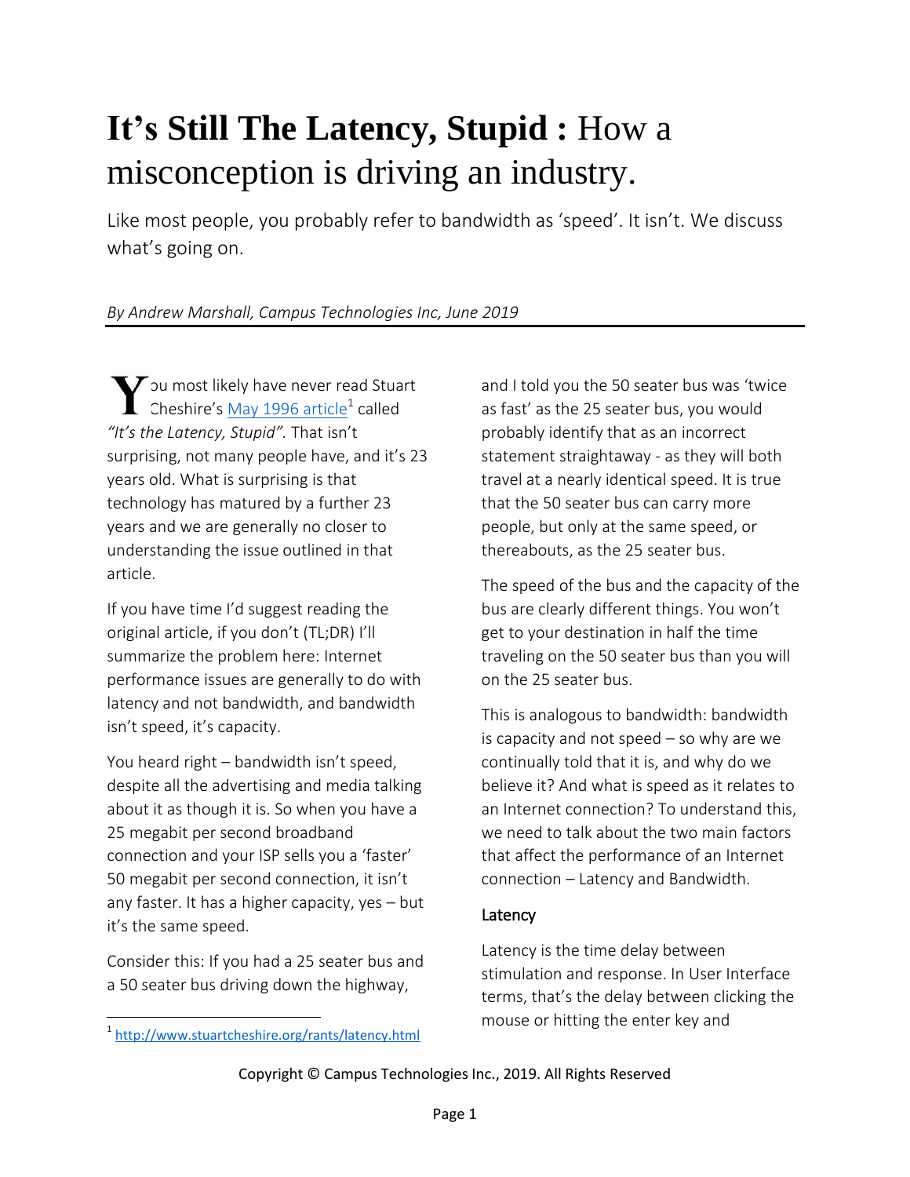# **It's Still The Latency, Stupid :** How a misconception is driving an industry.

Like most people, you probably refer to bandwidth as 'speed'. It isn't. We discuss what's going on.

*By Andrew Marshall, Campus Technologies Inc, June 2019*

---

You most likely have never read Stuart Cheshire's [May 1996 article](http://www.stuartcheshire.org/rants/latency.html)[1] called *"It's the Latency, Stupid"*. That isn't surprising, not many people have, and it's 23 years old. What is surprising is that technology has matured by a further 23 years and we are generally no closer to understanding the issue outlined in that article.

If you have time I'd suggest reading the original article, if you don't (TL;DR) I'll summarize the problem here: Internet performance issues are generally to do with latency and not bandwidth, and bandwidth isn't speed, it's capacity.

You heard right – bandwidth isn't speed, despite all the advertising and media talking about it as though it is. So when you have a 25 megabit per second broadband connection and your ISP sells you a 'faster' 50 megabit per second connection, it isn't any faster. It has a higher capacity, yes – but it's the same speed.

Consider this: If you had a 25 seater bus and a 50 seater bus driving down the highway, and I told you the 50 seater bus was 'twice as fast' as the 25 seater bus, you would probably identify that as an incorrect statement straightaway - as they will both travel at a nearly identical speed. It is true that the 50 seater bus can carry more people, but only at the same speed, or thereabouts, as the 25 seater bus.

The speed of the bus and the capacity of the bus are clearly different things. You won't get to your destination in half the time traveling on the 50 seater bus than you will on the 25 seater bus.

This is analogous to bandwidth: bandwidth is capacity and not speed – so why are we continually told that it is, and why do we believe it? And what is speed as it relates to an Internet connection? To understand this, we need to talk about the two main factors that affect the performance of an Internet connection – Latency and Bandwidth.

## Latency

Latency is the time delay between stimulation and response. In User Interface terms, that's the delay between clicking the mouse or hitting the enter key and

[1] http://www.stuartcheshire.org/rants/latency.html

Copyright © Campus Technologies Inc., 2019. All Rights Reserved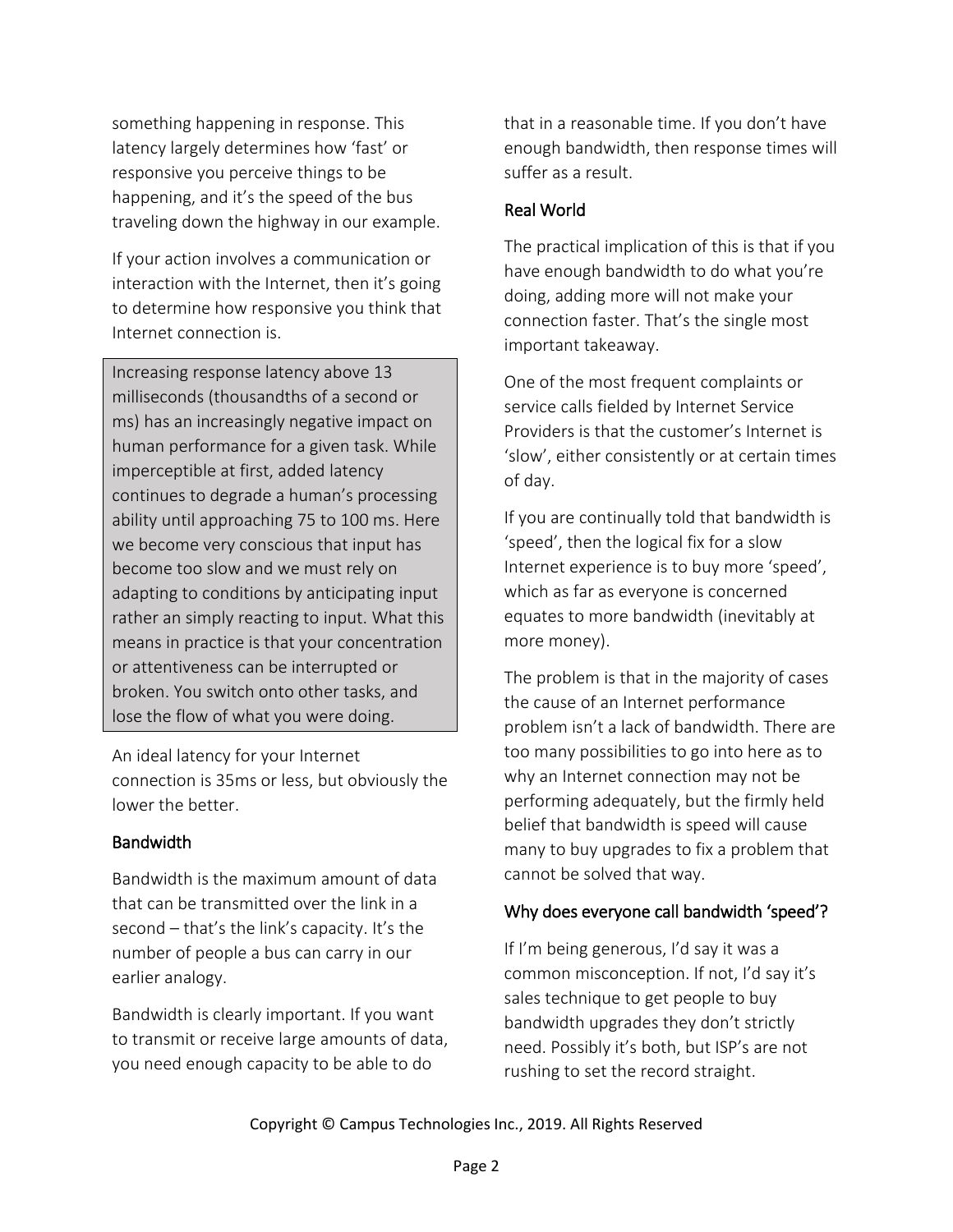something happening in response. This latency largely determines how 'fast' or responsive you perceive things to be happening, and it's the speed of the bus traveling down the highway in our example.

If your action involves a communication or interaction with the Internet, then it's going to determine how responsive you think that Internet connection is.

> Increasing response latency above 13 milliseconds (thousandths of a second or ms) has an increasingly negative impact on human performance for a given task. While imperceptible at first, added latency continues to degrade a human's processing ability until approaching 75 to 100 ms. Here we become very conscious that input has become too slow and we must rely on adapting to conditions by anticipating input rather an simply reacting to input. What this means in practice is that your concentration or attentiveness can be interrupted or broken. You switch onto other tasks, and lose the flow of what you were doing.

An ideal latency for your Internet connection is 35ms or less, but obviously the lower the better.

### Bandwidth

Bandwidth is the maximum amount of data that can be transmitted over the link in a second – that's the link's capacity. It's the number of people a bus can carry in our earlier analogy.

Bandwidth is clearly important. If you want to transmit or receive large amounts of data, you need enough capacity to be able to do that in a reasonable time. If you don't have enough bandwidth, then response times will suffer as a result.

### Real World

The practical implication of this is that if you have enough bandwidth to do what you're doing, adding more will not make your connection faster. That's the single most important takeaway.

One of the most frequent complaints or service calls fielded by Internet Service Providers is that the customer's Internet is 'slow', either consistently or at certain times of day.

If you are continually told that bandwidth is 'speed', then the logical fix for a slow Internet experience is to buy more 'speed', which as far as everyone is concerned equates to more bandwidth (inevitably at more money).

The problem is that in the majority of cases the cause of an Internet performance problem isn't a lack of bandwidth. There are too many possibilities to go into here as to why an Internet connection may not be performing adequately, but the firmly held belief that bandwidth is speed will cause many to buy upgrades to fix a problem that cannot be solved that way.

### Why does everyone call bandwidth 'speed'?

If I'm being generous, I'd say it was a common misconception. If not, I'd say it's sales technique to get people to buy bandwidth upgrades they don't strictly need. Possibly it's both, but ISP's are not rushing to set the record straight.

Copyright © Campus Technologies Inc., 2019. All Rights Reserved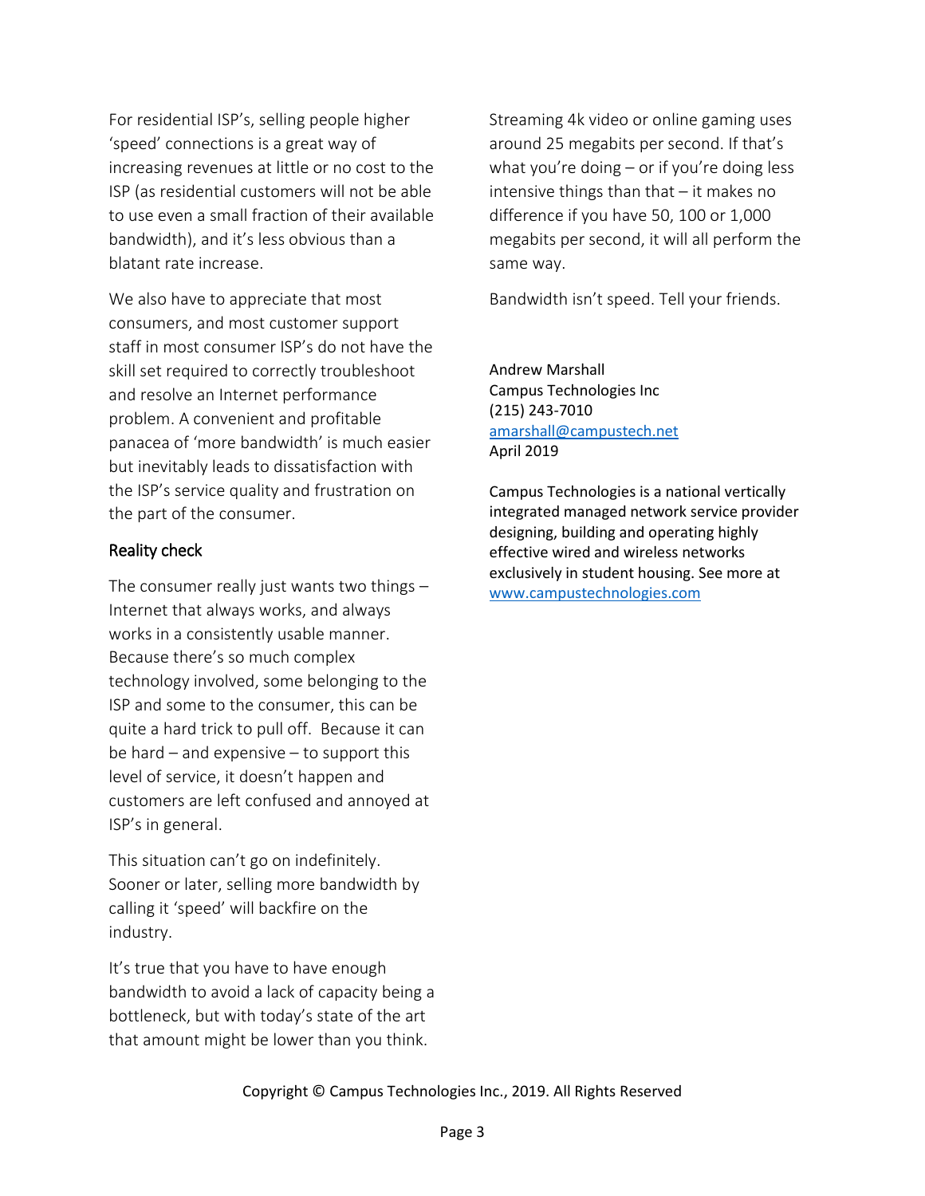For residential ISP's, selling people higher 'speed' connections is a great way of increasing revenues at little or no cost to the ISP (as residential customers will not be able to use even a small fraction of their available bandwidth), and it's less obvious than a blatant rate increase.

We also have to appreciate that most consumers, and most customer support staff in most consumer ISP's do not have the skill set required to correctly troubleshoot and resolve an Internet performance problem. A convenient and profitable panacea of 'more bandwidth' is much easier but inevitably leads to dissatisfaction with the ISP's service quality and frustration on the part of the consumer.

## Reality check

The consumer really just wants two things – Internet that always works, and always works in a consistently usable manner. Because there's so much complex technology involved, some belonging to the ISP and some to the consumer, this can be quite a hard trick to pull off. Because it can be hard – and expensive – to support this level of service, it doesn't happen and customers are left confused and annoyed at ISP's in general.

This situation can't go on indefinitely. Sooner or later, selling more bandwidth by calling it 'speed' will backfire on the industry.

It's true that you have to have enough bandwidth to avoid a lack of capacity being a bottleneck, but with today's state of the art that amount might be lower than you think. Streaming 4k video or online gaming uses around 25 megabits per second. If that's what you're doing – or if you're doing less intensive things than that – it makes no difference if you have 50, 100 or 1,000 megabits per second, it will all perform the same way.

Bandwidth isn't speed. Tell your friends.

Andrew Marshall  
Campus Technologies Inc  
(215) 243-7010  
amarshall@campustech.net  
April 2019

Campus Technologies is a national vertically integrated managed network service provider designing, building and operating highly effective wired and wireless networks exclusively in student housing. See more at www.campustechnologies.com

Copyright © Campus Technologies Inc., 2019. All Rights Reserved